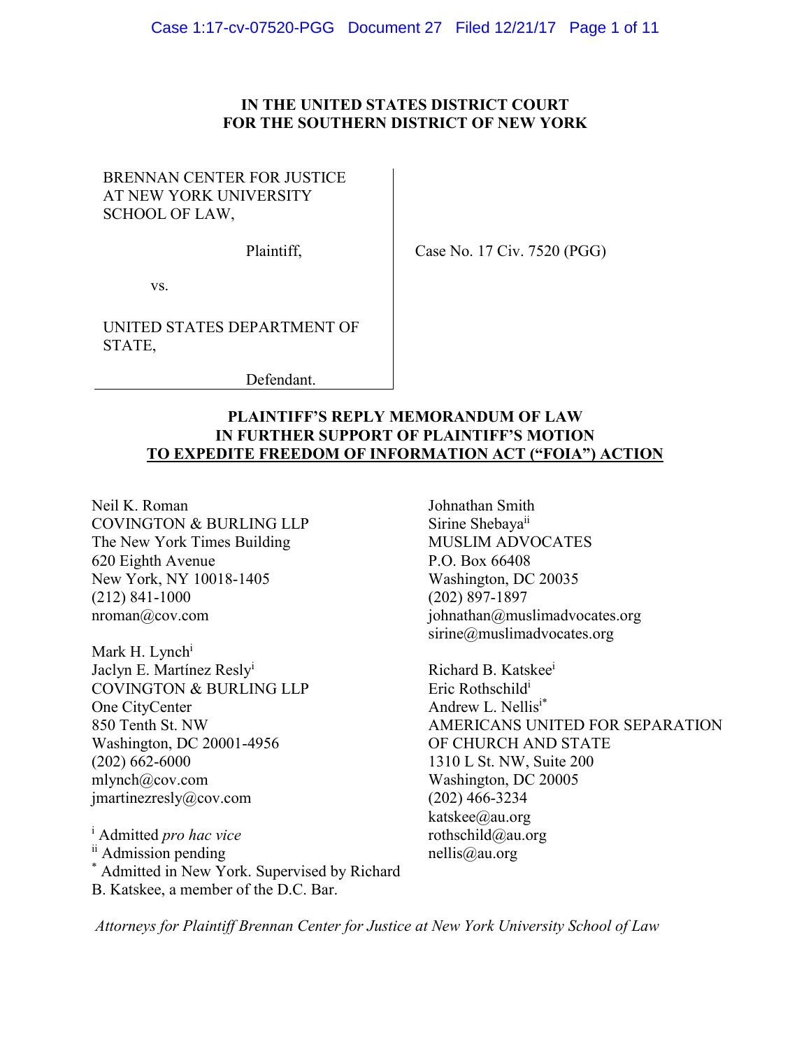**IN THE UNITED STATES DISTRICT COURT**
**FOR THE SOUTHERN DISTRICT OF NEW YORK**

| | |
|---|---|
| BRENNAN CENTER FOR JUSTICE AT NEW YORK UNIVERSITY SCHOOL OF LAW,<br><br>Plaintiff,<br><br>vs.<br><br>UNITED STATES DEPARTMENT OF STATE,<br><br>Defendant. | Case No. 17 Civ. 7520 (PGG) |

**PLAINTIFF'S REPLY MEMORANDUM OF LAW**
**IN FURTHER SUPPORT OF PLAINTIFF'S MOTION**
**TO EXPEDITE FREEDOM OF INFORMATION ACT ("FOIA") ACTION**

Neil K. Roman
COVINGTON & BURLING LLP
The New York Times Building
620 Eighth Avenue
New York, NY 10018-1405
(212) 841-1000
nroman@cov.com

Mark H. Lynch[i]
Jaclyn E. Martínez Resly[i]
COVINGTON & BURLING LLP
One CityCenter
850 Tenth St. NW
Washington, DC 20001-4956
(202) 662-6000
mlynch@cov.com
jmartinezresly@cov.com

[i] Admitted *pro hac vice*
[ii] Admission pending
[*] Admitted in New York. Supervised by Richard B. Katskee, a member of the D.C. Bar.

Johnathan Smith
Sirine Shebaya[ii]
MUSLIM ADVOCATES
P.O. Box 66408
Washington, DC 20035
(202) 897-1897
johnathan@muslimadvocates.org
sirine@muslimadvocates.org

Richard B. Katskee[i]
Eric Rothschild[i]
Andrew L. Nellis[i*]
AMERICANS UNITED FOR SEPARATION OF CHURCH AND STATE
1310 L St. NW, Suite 200
Washington, DC 20005
(202) 466-3234
katskee@au.org
rothschild@au.org
nellis@au.org

*Attorneys for Plaintiff Brennan Center for Justice at New York University School of Law*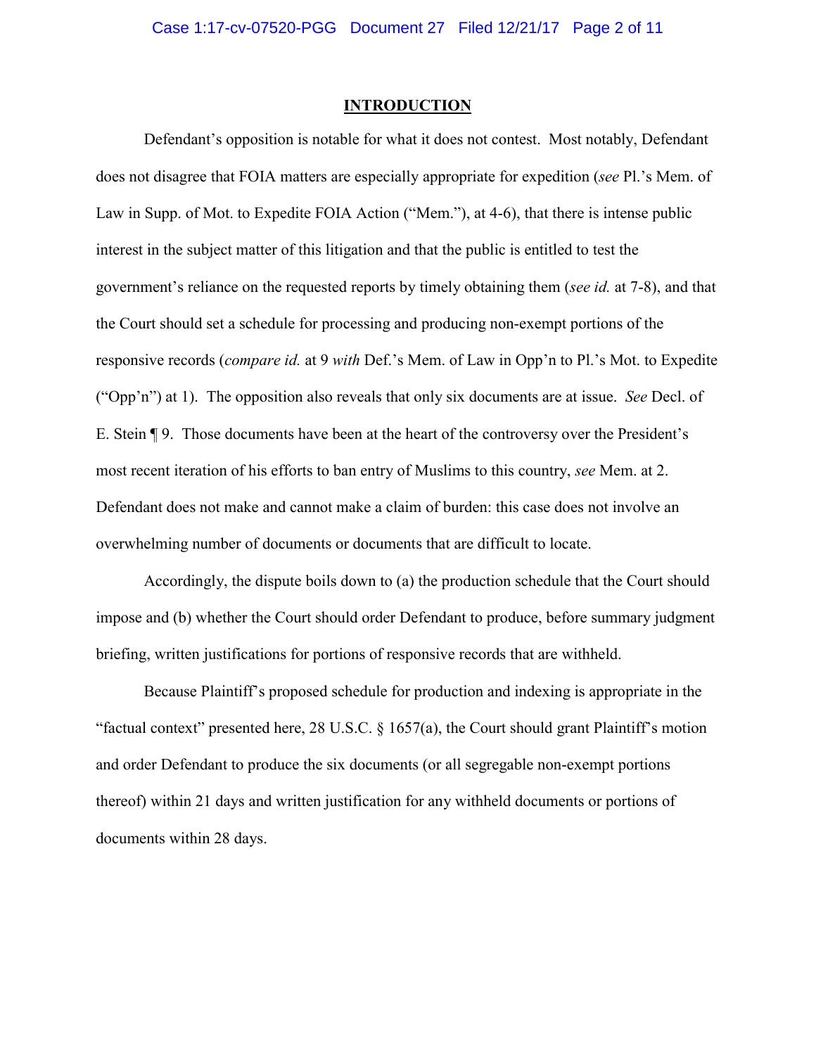## INTRODUCTION

Defendant's opposition is notable for what it does not contest. Most notably, Defendant does not disagree that FOIA matters are especially appropriate for expedition (*see* Pl.'s Mem. of Law in Supp. of Mot. to Expedite FOIA Action ("Mem."), at 4-6), that there is intense public interest in the subject matter of this litigation and that the public is entitled to test the government's reliance on the requested reports by timely obtaining them (*see id.* at 7-8), and that the Court should set a schedule for processing and producing non-exempt portions of the responsive records (*compare id.* at 9 *with* Def.'s Mem. of Law in Opp'n to Pl.'s Mot. to Expedite ("Opp'n") at 1). The opposition also reveals that only six documents are at issue. *See* Decl. of E. Stein ¶ 9. Those documents have been at the heart of the controversy over the President's most recent iteration of his efforts to ban entry of Muslims to this country, *see* Mem. at 2. Defendant does not make and cannot make a claim of burden: this case does not involve an overwhelming number of documents or documents that are difficult to locate.

Accordingly, the dispute boils down to (a) the production schedule that the Court should impose and (b) whether the Court should order Defendant to produce, before summary judgment briefing, written justifications for portions of responsive records that are withheld.

Because Plaintiff's proposed schedule for production and indexing is appropriate in the "factual context" presented here, 28 U.S.C. § 1657(a), the Court should grant Plaintiff's motion and order Defendant to produce the six documents (or all segregable non-exempt portions thereof) within 21 days and written justification for any withheld documents or portions of documents within 28 days.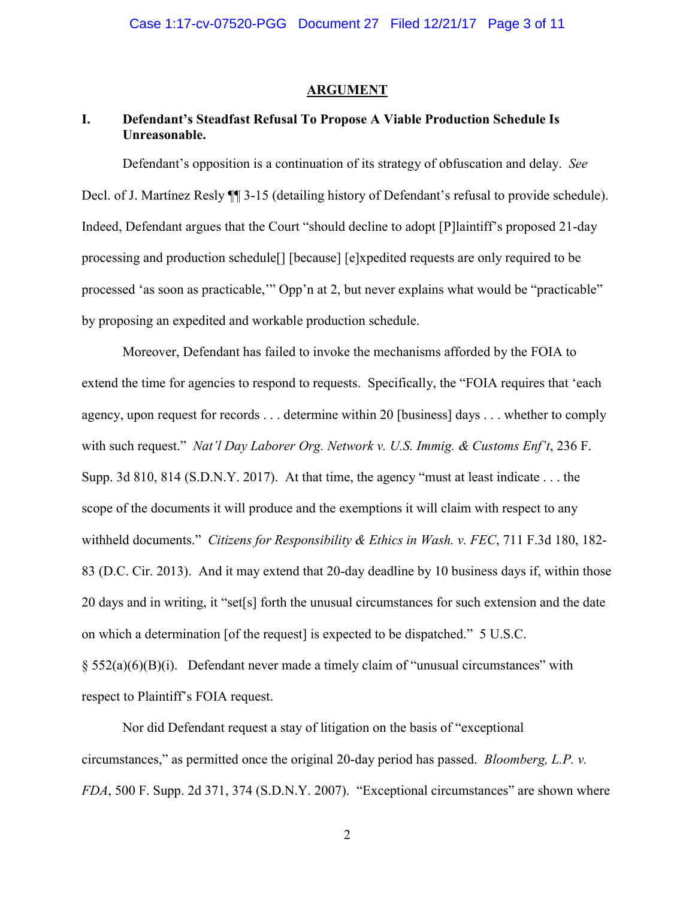## ARGUMENT

### I. Defendant's Steadfast Refusal To Propose A Viable Production Schedule Is Unreasonable.

Defendant's opposition is a continuation of its strategy of obfuscation and delay. *See* Decl. of J. Martínez Resly ¶¶ 3-15 (detailing history of Defendant's refusal to provide schedule). Indeed, Defendant argues that the Court "should decline to adopt [P]laintiff's proposed 21-day processing and production schedule[] [because] [e]xpedited requests are only required to be processed 'as soon as practicable,'" Opp'n at 2, but never explains what would be "practicable" by proposing an expedited and workable production schedule.

Moreover, Defendant has failed to invoke the mechanisms afforded by the FOIA to extend the time for agencies to respond to requests. Specifically, the "FOIA requires that 'each agency, upon request for records . . . determine within 20 [business] days . . . whether to comply with such request." *Nat'l Day Laborer Org. Network v. U.S. Immig. & Customs Enf't*, 236 F. Supp. 3d 810, 814 (S.D.N.Y. 2017). At that time, the agency "must at least indicate . . . the scope of the documents it will produce and the exemptions it will claim with respect to any withheld documents." *Citizens for Responsibility & Ethics in Wash. v. FEC*, 711 F.3d 180, 182-83 (D.C. Cir. 2013). And it may extend that 20-day deadline by 10 business days if, within those 20 days and in writing, it "set[s] forth the unusual circumstances for such extension and the date on which a determination [of the request] is expected to be dispatched." 5 U.S.C. § 552(a)(6)(B)(i). Defendant never made a timely claim of "unusual circumstances" with respect to Plaintiff's FOIA request.

Nor did Defendant request a stay of litigation on the basis of "exceptional circumstances," as permitted once the original 20-day period has passed. *Bloomberg, L.P. v. FDA*, 500 F. Supp. 2d 371, 374 (S.D.N.Y. 2007). "Exceptional circumstances" are shown where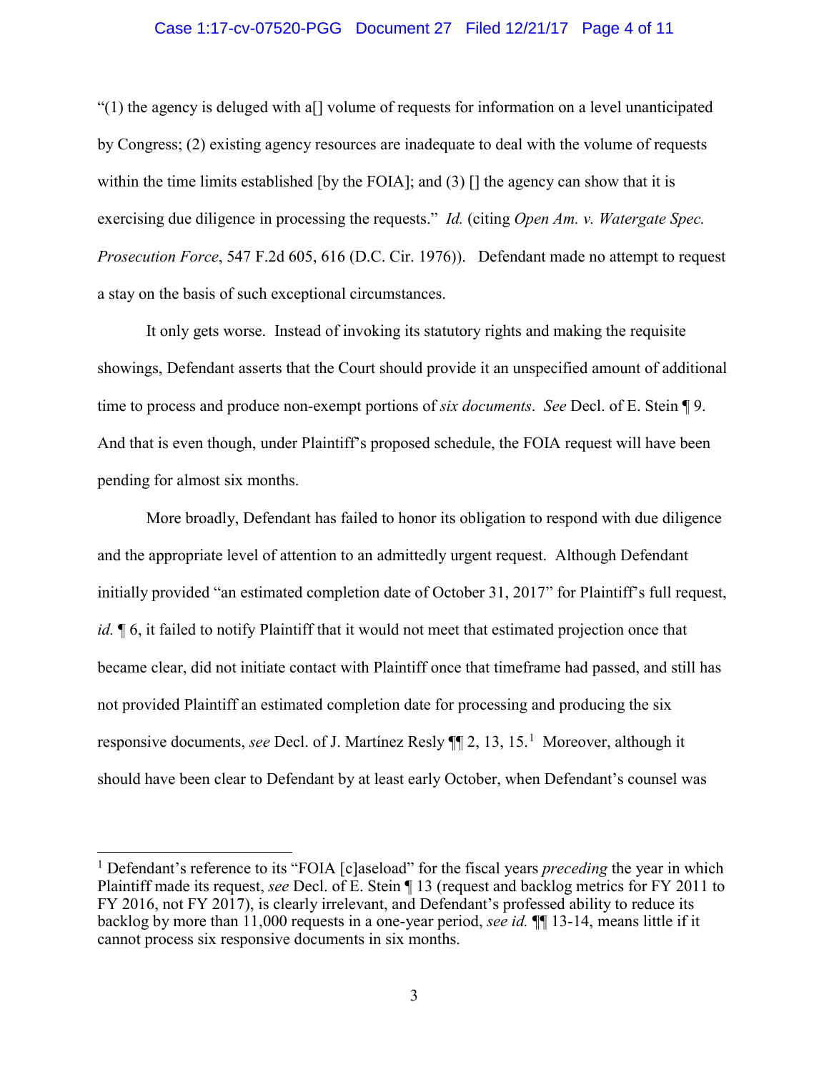"(1) the agency is deluged with a[] volume of requests for information on a level unanticipated by Congress; (2) existing agency resources are inadequate to deal with the volume of requests within the time limits established [by the FOIA]; and (3) [] the agency can show that it is exercising due diligence in processing the requests." *Id.* (citing *Open Am. v. Watergate Spec. Prosecution Force*, 547 F.2d 605, 616 (D.C. Cir. 1976)). Defendant made no attempt to request a stay on the basis of such exceptional circumstances.

It only gets worse. Instead of invoking its statutory rights and making the requisite showings, Defendant asserts that the Court should provide it an unspecified amount of additional time to process and produce non-exempt portions of *six documents*. *See* Decl. of E. Stein ¶ 9. And that is even though, under Plaintiff's proposed schedule, the FOIA request will have been pending for almost six months.

More broadly, Defendant has failed to honor its obligation to respond with due diligence and the appropriate level of attention to an admittedly urgent request. Although Defendant initially provided "an estimated completion date of October 31, 2017" for Plaintiff's full request, *id.* ¶ 6, it failed to notify Plaintiff that it would not meet that estimated projection once that became clear, did not initiate contact with Plaintiff once that timeframe had passed, and still has not provided Plaintiff an estimated completion date for processing and producing the six responsive documents, *see* Decl. of J. Martínez Resly ¶¶ 2, 13, 15.[1] Moreover, although it should have been clear to Defendant by at least early October, when Defendant's counsel was

[1] Defendant's reference to its "FOIA [c]aseload" for the fiscal years *preceding* the year in which Plaintiff made its request, *see* Decl. of E. Stein ¶ 13 (request and backlog metrics for FY 2011 to FY 2016, not FY 2017), is clearly irrelevant, and Defendant's professed ability to reduce its backlog by more than 11,000 requests in a one-year period, *see id.* ¶¶ 13-14, means little if it cannot process six responsive documents in six months.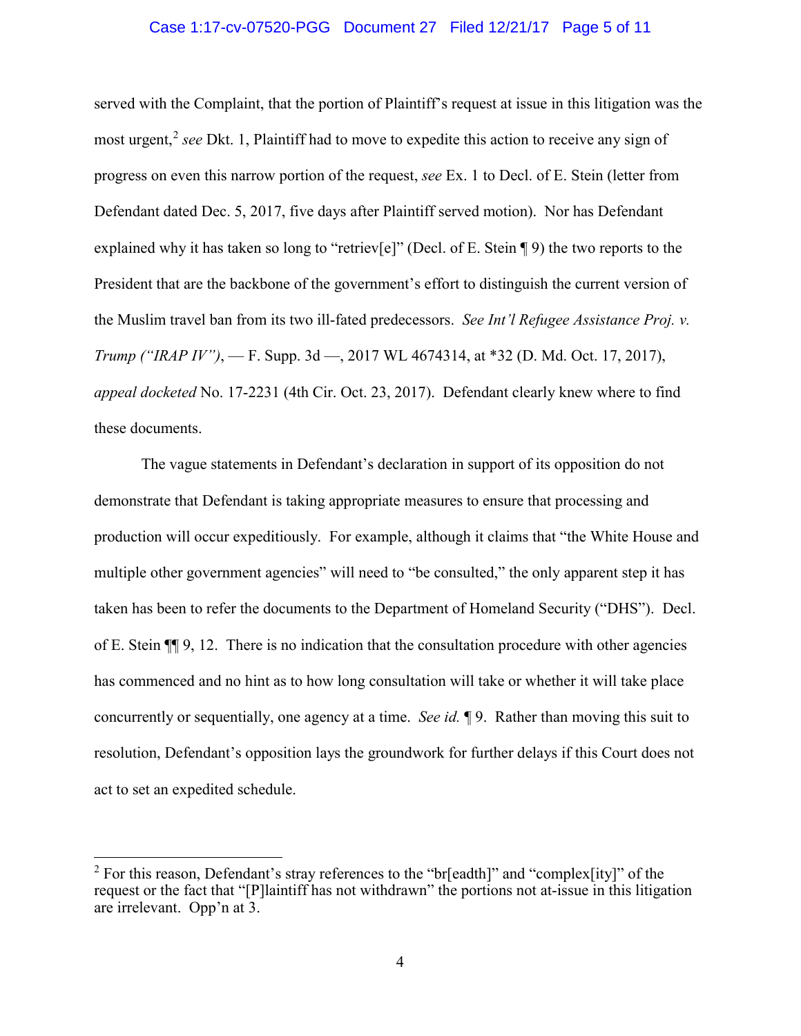served with the Complaint, that the portion of Plaintiff's request at issue in this litigation was the most urgent,[2] *see* Dkt. 1, Plaintiff had to move to expedite this action to receive any sign of progress on even this narrow portion of the request, *see* Ex. 1 to Decl. of E. Stein (letter from Defendant dated Dec. 5, 2017, five days after Plaintiff served motion). Nor has Defendant explained why it has taken so long to "retriev[e]" (Decl. of E. Stein ¶ 9) the two reports to the President that are the backbone of the government's effort to distinguish the current version of the Muslim travel ban from its two ill-fated predecessors. *See Int'l Refugee Assistance Proj. v. Trump ("IRAP IV")*, — F. Supp. 3d —, 2017 WL 4674314, at *32 (D. Md. Oct. 17, 2017), *appeal docketed* No. 17-2231 (4th Cir. Oct. 23, 2017). Defendant clearly knew where to find these documents.

The vague statements in Defendant's declaration in support of its opposition do not demonstrate that Defendant is taking appropriate measures to ensure that processing and production will occur expeditiously. For example, although it claims that "the White House and multiple other government agencies" will need to "be consulted," the only apparent step it has taken has been to refer the documents to the Department of Homeland Security ("DHS"). Decl. of E. Stein ¶¶ 9, 12. There is no indication that the consultation procedure with other agencies has commenced and no hint as to how long consultation will take or whether it will take place concurrently or sequentially, one agency at a time. *See id.* ¶ 9. Rather than moving this suit to resolution, Defendant's opposition lays the groundwork for further delays if this Court does not act to set an expedited schedule.

---

[2] For this reason, Defendant's stray references to the "br[eadth]" and "complex[ity]" of the request or the fact that "[P]laintiff has not withdrawn" the portions not at-issue in this litigation are irrelevant. Opp'n at 3.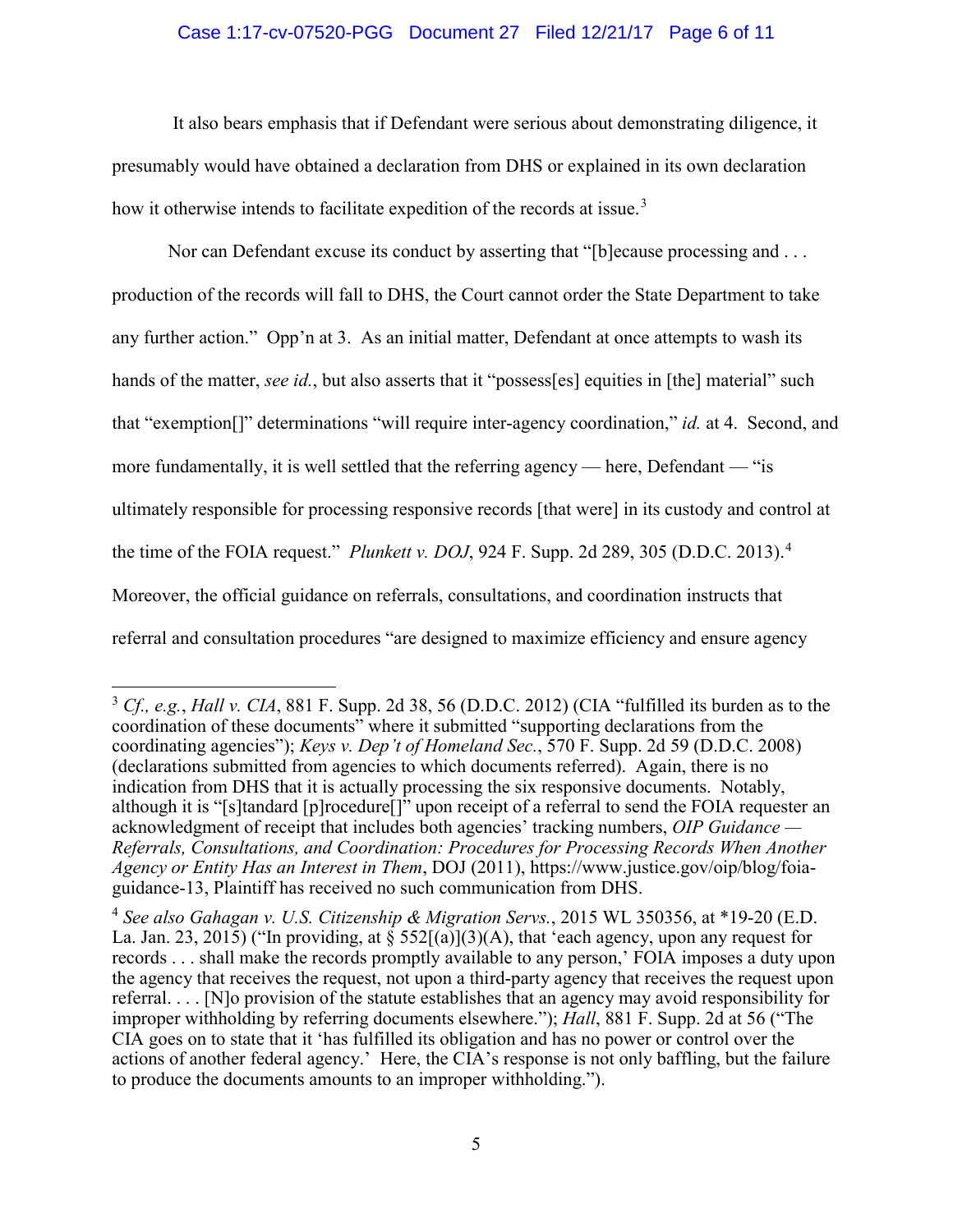It also bears emphasis that if Defendant were serious about demonstrating diligence, it presumably would have obtained a declaration from DHS or explained in its own declaration how it otherwise intends to facilitate expedition of the records at issue.[3]

Nor can Defendant excuse its conduct by asserting that "[b]ecause processing and . . . production of the records will fall to DHS, the Court cannot order the State Department to take any further action." Opp'n at 3. As an initial matter, Defendant at once attempts to wash its hands of the matter, *see id.*, but also asserts that it "possess[es] equities in [the] material" such that "exemption[]" determinations "will require inter-agency coordination," *id.* at 4. Second, and more fundamentally, it is well settled that the referring agency — here, Defendant — "is ultimately responsible for processing responsive records [that were] in its custody and control at the time of the FOIA request." *Plunkett v. DOJ*, 924 F. Supp. 2d 289, 305 (D.D.C. 2013).[4] Moreover, the official guidance on referrals, consultations, and coordination instructs that referral and consultation procedures "are designed to maximize efficiency and ensure agency

---

[3] *Cf., e.g.*, *Hall v. CIA*, 881 F. Supp. 2d 38, 56 (D.D.C. 2012) (CIA "fulfilled its burden as to the coordination of these documents" where it submitted "supporting declarations from the coordinating agencies"); *Keys v. Dep't of Homeland Sec.*, 570 F. Supp. 2d 59 (D.D.C. 2008) (declarations submitted from agencies to which documents referred). Again, there is no indication from DHS that it is actually processing the six responsive documents. Notably, although it is "[s]tandard [p]rocedure[]" upon receipt of a referral to send the FOIA requester an acknowledgment of receipt that includes both agencies' tracking numbers, *OIP Guidance — Referrals, Consultations, and Coordination: Procedures for Processing Records When Another Agency or Entity Has an Interest in Them*, DOJ (2011), https://www.justice.gov/oip/blog/foia-guidance-13, Plaintiff has received no such communication from DHS.

[4] *See also Gahagan v. U.S. Citizenship & Migration Servs.*, 2015 WL 350356, at *19-20 (E.D. La. Jan. 23, 2015) ("In providing, at § 552[(a)](3)(A), that 'each agency, upon any request for records . . . shall make the records promptly available to any person,' FOIA imposes a duty upon the agency that receives the request, not upon a third-party agency that receives the request upon referral. . . . [N]o provision of the statute establishes that an agency may avoid responsibility for improper withholding by referring documents elsewhere."); *Hall*, 881 F. Supp. 2d at 56 ("The CIA goes on to state that it 'has fulfilled its obligation and has no power or control over the actions of another federal agency.' Here, the CIA's response is not only baffling, but the failure to produce the documents amounts to an improper withholding.").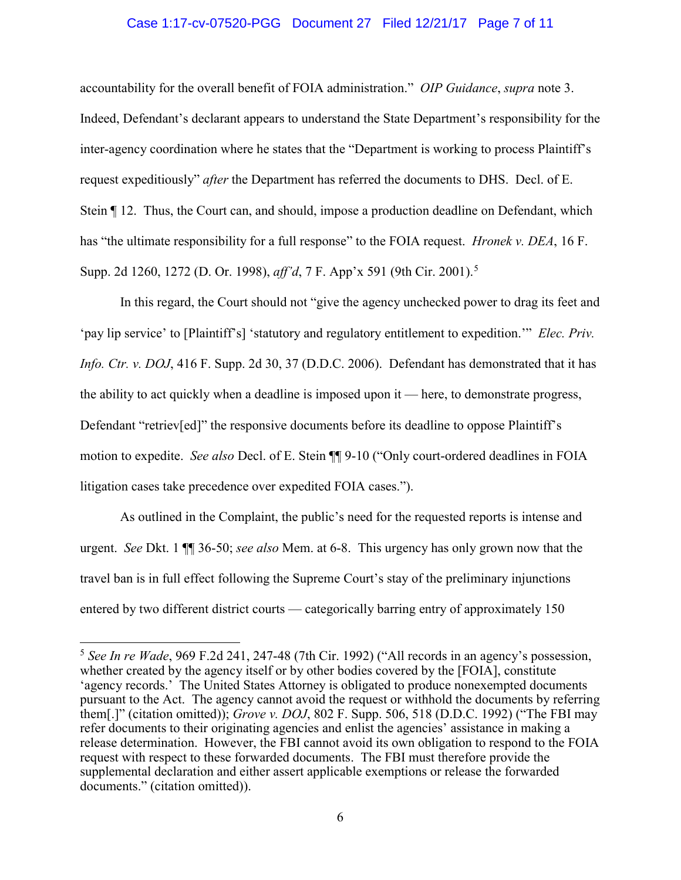accountability for the overall benefit of FOIA administration." *OIP Guidance*, *supra* note 3. Indeed, Defendant's declarant appears to understand the State Department's responsibility for the inter-agency coordination where he states that the "Department is working to process Plaintiff's request expeditiously" *after* the Department has referred the documents to DHS. Decl. of E. Stein ¶ 12. Thus, the Court can, and should, impose a production deadline on Defendant, which has "the ultimate responsibility for a full response" to the FOIA request. *Hronek v. DEA*, 16 F. Supp. 2d 1260, 1272 (D. Or. 1998), *aff'd*, 7 F. App'x 591 (9th Cir. 2001).[5]

In this regard, the Court should not "give the agency unchecked power to drag its feet and 'pay lip service' to [Plaintiff's] 'statutory and regulatory entitlement to expedition.'" *Elec. Priv. Info. Ctr. v. DOJ*, 416 F. Supp. 2d 30, 37 (D.D.C. 2006). Defendant has demonstrated that it has the ability to act quickly when a deadline is imposed upon it — here, to demonstrate progress, Defendant "retriev[ed]" the responsive documents before its deadline to oppose Plaintiff's motion to expedite. *See also* Decl. of E. Stein ¶¶ 9-10 ("Only court-ordered deadlines in FOIA litigation cases take precedence over expedited FOIA cases.").

As outlined in the Complaint, the public's need for the requested reports is intense and urgent. *See* Dkt. 1 ¶¶ 36-50; *see also* Mem. at 6-8. This urgency has only grown now that the travel ban is in full effect following the Supreme Court's stay of the preliminary injunctions entered by two different district courts — categorically barring entry of approximately 150

---

[5] *See In re Wade*, 969 F.2d 241, 247-48 (7th Cir. 1992) ("All records in an agency's possession, whether created by the agency itself or by other bodies covered by the [FOIA], constitute 'agency records.' The United States Attorney is obligated to produce nonexempted documents pursuant to the Act. The agency cannot avoid the request or withhold the documents by referring them[.]" (citation omitted)); *Grove v. DOJ*, 802 F. Supp. 506, 518 (D.D.C. 1992) ("The FBI may refer documents to their originating agencies and enlist the agencies' assistance in making a release determination. However, the FBI cannot avoid its own obligation to respond to the FOIA request with respect to these forwarded documents. The FBI must therefore provide the supplemental declaration and either assert applicable exemptions or release the forwarded documents." (citation omitted)).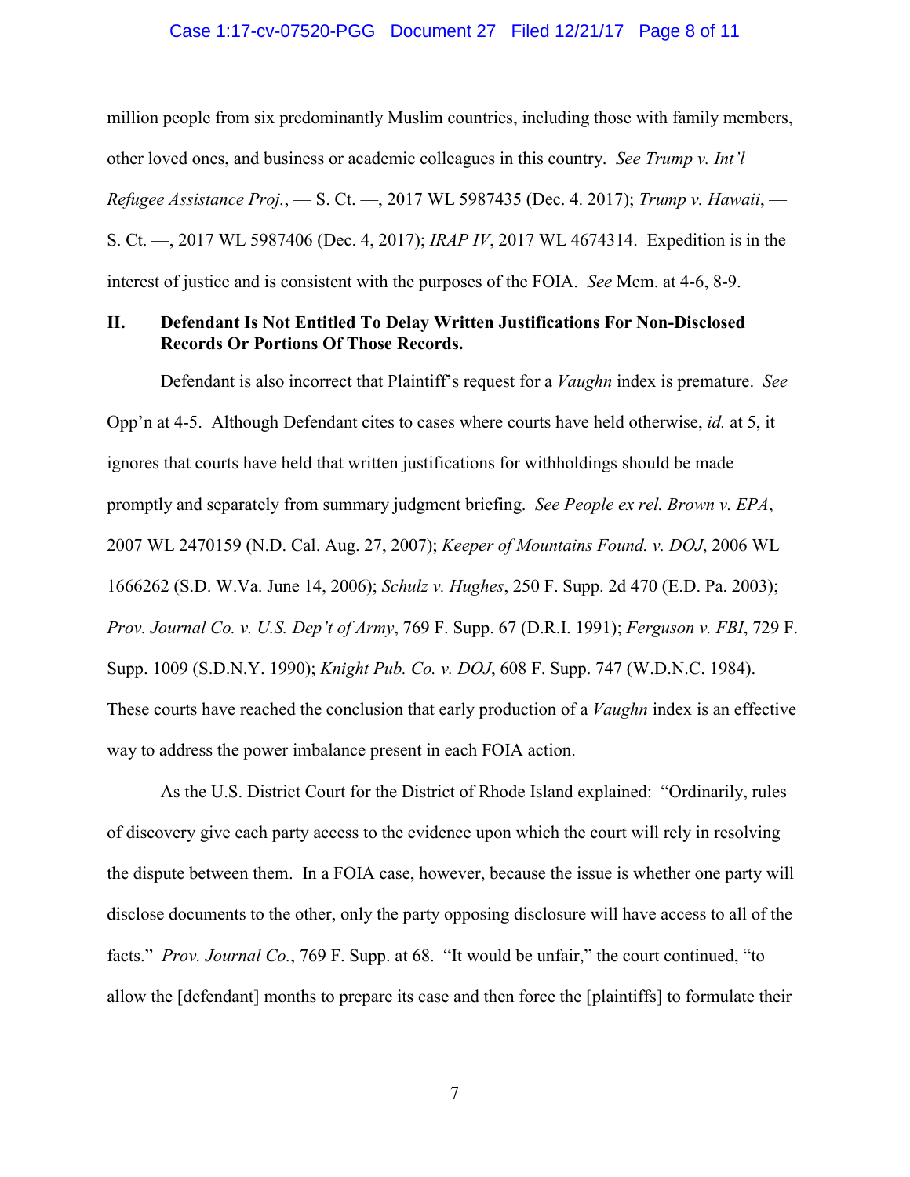million people from six predominantly Muslim countries, including those with family members, other loved ones, and business or academic colleagues in this country. *See Trump v. Int'l Refugee Assistance Proj.*, — S. Ct. —, 2017 WL 5987435 (Dec. 4. 2017); *Trump v. Hawaii*, — S. Ct. —, 2017 WL 5987406 (Dec. 4, 2017); *IRAP IV*, 2017 WL 4674314. Expedition is in the interest of justice and is consistent with the purposes of the FOIA. *See* Mem. at 4-6, 8-9.

## II. Defendant Is Not Entitled To Delay Written Justifications For Non-Disclosed Records Or Portions Of Those Records.

Defendant is also incorrect that Plaintiff's request for a *Vaughn* index is premature. *See* Opp'n at 4-5. Although Defendant cites to cases where courts have held otherwise, *id.* at 5, it ignores that courts have held that written justifications for withholdings should be made promptly and separately from summary judgment briefing. *See People ex rel. Brown v. EPA*, 2007 WL 2470159 (N.D. Cal. Aug. 27, 2007); *Keeper of Mountains Found. v. DOJ*, 2006 WL 1666262 (S.D. W.Va. June 14, 2006); *Schulz v. Hughes*, 250 F. Supp. 2d 470 (E.D. Pa. 2003); *Prov. Journal Co. v. U.S. Dep't of Army*, 769 F. Supp. 67 (D.R.I. 1991); *Ferguson v. FBI*, 729 F. Supp. 1009 (S.D.N.Y. 1990); *Knight Pub. Co. v. DOJ*, 608 F. Supp. 747 (W.D.N.C. 1984). These courts have reached the conclusion that early production of a *Vaughn* index is an effective way to address the power imbalance present in each FOIA action.

As the U.S. District Court for the District of Rhode Island explained: "Ordinarily, rules of discovery give each party access to the evidence upon which the court will rely in resolving the dispute between them. In a FOIA case, however, because the issue is whether one party will disclose documents to the other, only the party opposing disclosure will have access to all of the facts." *Prov. Journal Co.*, 769 F. Supp. at 68. "It would be unfair," the court continued, "to allow the [defendant] months to prepare its case and then force the [plaintiffs] to formulate their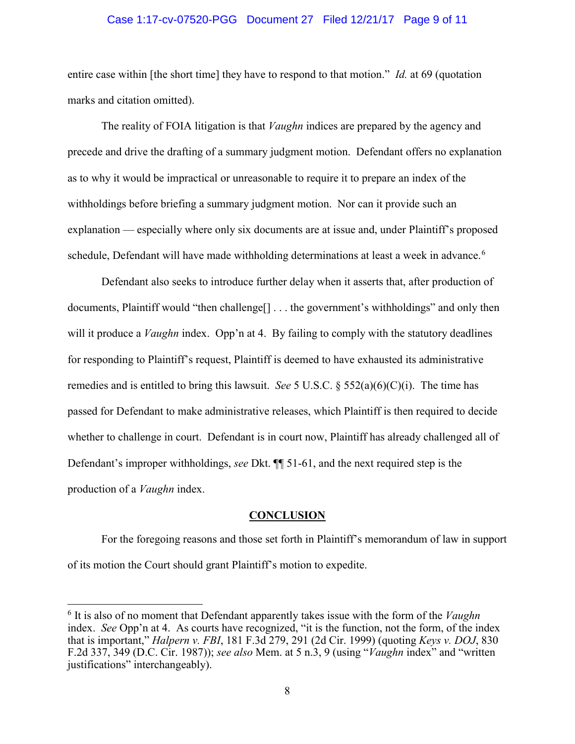entire case within [the short time] they have to respond to that motion." *Id.* at 69 (quotation marks and citation omitted).

The reality of FOIA litigation is that *Vaughn* indices are prepared by the agency and precede and drive the drafting of a summary judgment motion. Defendant offers no explanation as to why it would be impractical or unreasonable to require it to prepare an index of the withholdings before briefing a summary judgment motion. Nor can it provide such an explanation — especially where only six documents are at issue and, under Plaintiff's proposed schedule, Defendant will have made withholding determinations at least a week in advance.[6]

Defendant also seeks to introduce further delay when it asserts that, after production of documents, Plaintiff would "then challenge[] . . . the government's withholdings" and only then will it produce a *Vaughn* index. Opp'n at 4. By failing to comply with the statutory deadlines for responding to Plaintiff's request, Plaintiff is deemed to have exhausted its administrative remedies and is entitled to bring this lawsuit. *See* 5 U.S.C. § 552(a)(6)(C)(i). The time has passed for Defendant to make administrative releases, which Plaintiff is then required to decide whether to challenge in court. Defendant is in court now, Plaintiff has already challenged all of Defendant's improper withholdings, *see* Dkt. ¶¶ 51-61, and the next required step is the production of a *Vaughn* index.

## CONCLUSION

For the foregoing reasons and those set forth in Plaintiff's memorandum of law in support of its motion the Court should grant Plaintiff's motion to expedite.

---

[6] It is also of no moment that Defendant apparently takes issue with the form of the *Vaughn* index. *See* Opp'n at 4. As courts have recognized, "it is the function, not the form, of the index that is important," *Halpern v. FBI*, 181 F.3d 279, 291 (2d Cir. 1999) (quoting *Keys v. DOJ*, 830 F.2d 337, 349 (D.C. Cir. 1987)); *see also* Mem. at 5 n.3, 9 (using "*Vaughn* index" and "written justifications" interchangeably).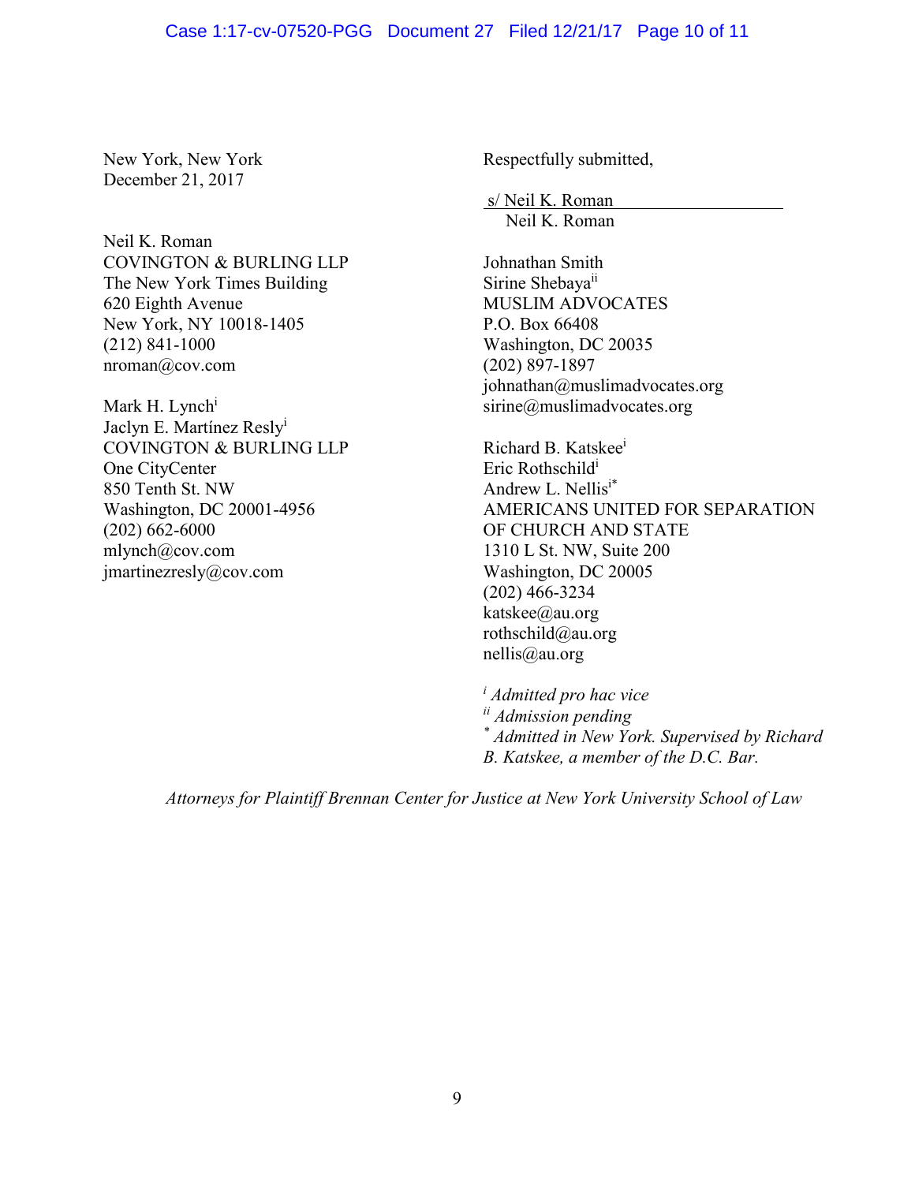New York, New York
December 21, 2017

Respectfully submitted,

s/ Neil K. Roman
Neil K. Roman

Neil K. Roman
COVINGTON & BURLING LLP
The New York Times Building
620 Eighth Avenue
New York, NY 10018-1405
(212) 841-1000
nroman@cov.com

Mark H. Lynch[i]
Jaclyn E. Martínez Resly[i]
COVINGTON & BURLING LLP
One CityCenter
850 Tenth St. NW
Washington, DC 20001-4956
(202) 662-6000
mlynch@cov.com
jmartinezresly@cov.com

Johnathan Smith
Sirine Shebaya[ii]
MUSLIM ADVOCATES
P.O. Box 66408
Washington, DC 20035
(202) 897-1897
johnathan@muslimadvocates.org
sirine@muslimadvocates.org

Richard B. Katskee[i]
Eric Rothschild[i]
Andrew L. Nellis[i*]
AMERICANS UNITED FOR SEPARATION OF CHURCH AND STATE
1310 L St. NW, Suite 200
Washington, DC 20005
(202) 466-3234
katskee@au.org
rothschild@au.org
nellis@au.org

[i] *Admitted pro hac vice*
[ii] *Admission pending*
[*] *Admitted in New York. Supervised by Richard B. Katskee, a member of the D.C. Bar.*

*Attorneys for Plaintiff Brennan Center for Justice at New York University School of Law*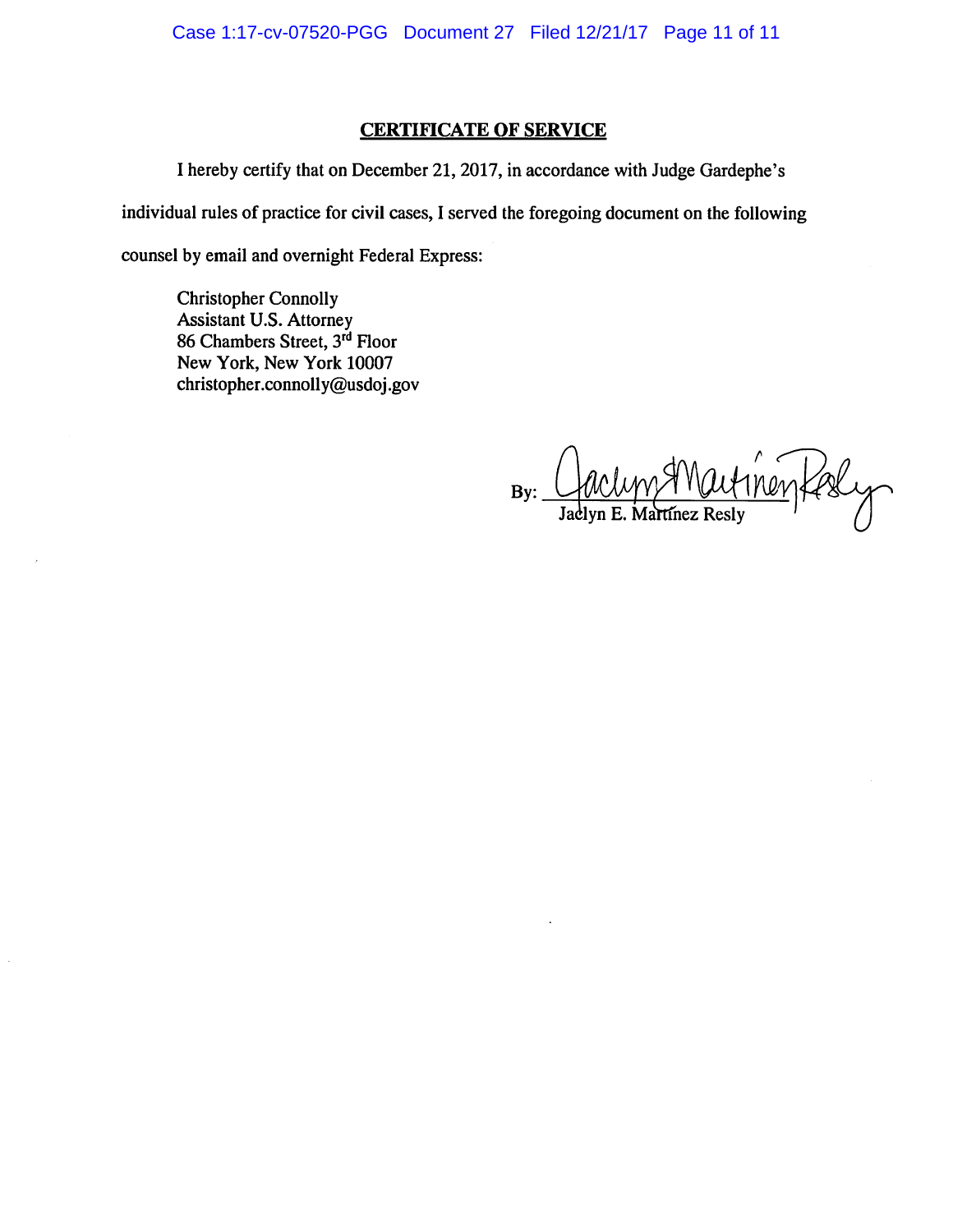## CERTIFICATE OF SERVICE

I hereby certify that on December 21, 2017, in accordance with Judge Gardephe's individual rules of practice for civil cases, I served the foregoing document on the following counsel by email and overnight Federal Express:

Christopher Connolly
Assistant U.S. Attorney
86 Chambers Street, 3rd Floor
New York, New York 10007
christopher.connolly@usdoj.gov

By: ______________________
Jaclyn E. Martinez Resly